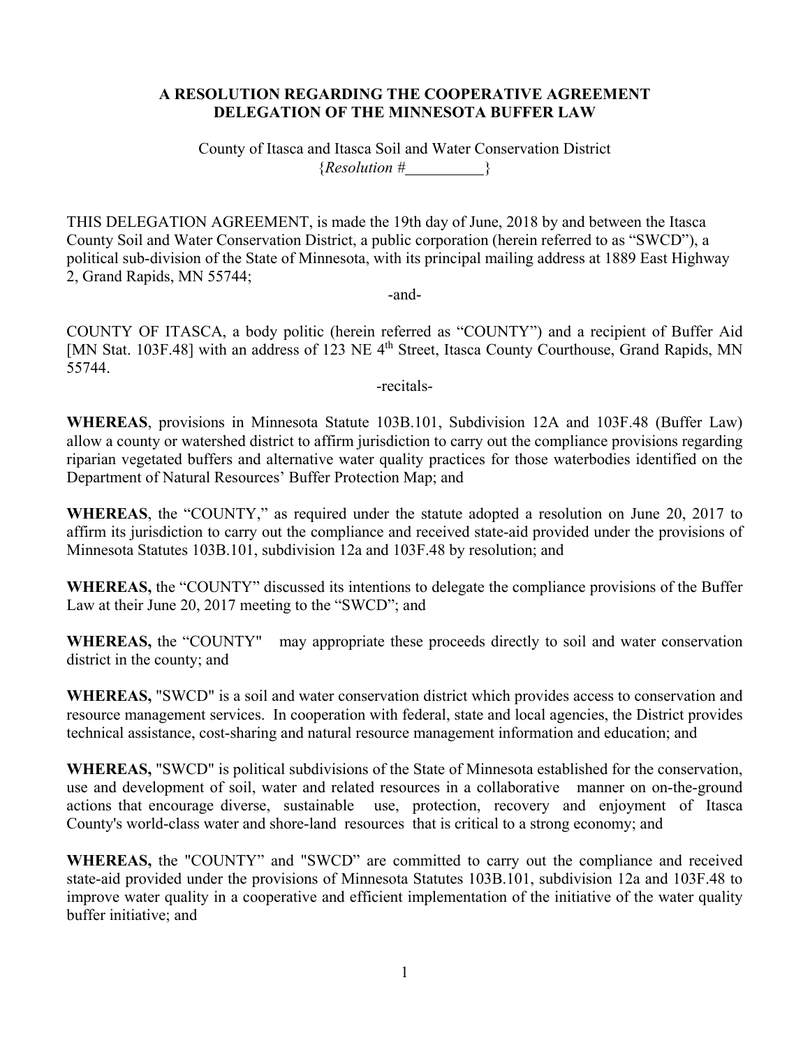**A RESOLUTION REGARDING THE COOPERATIVE AGREEMENT DELEGATION OF THE MINNESOTA BUFFER LAW**

County of Itasca and Itasca Soil and Water Conservation District
{*Resolution #\_\_\_\_\_\_\_\_\_\_*}

THIS DELEGATION AGREEMENT, is made the 19th day of June, 2018 by and between the Itasca County Soil and Water Conservation District, a public corporation (herein referred to as "SWCD"), a political sub-division of the State of Minnesota, with its principal mailing address at 1889 East Highway 2, Grand Rapids, MN 55744;

-and-

COUNTY OF ITASCA, a body politic (herein referred as "COUNTY") and a recipient of Buffer Aid [MN Stat. 103F.48] with an address of 123 NE 4th Street, Itasca County Courthouse, Grand Rapids, MN 55744.

-recitals-

**WHEREAS**, provisions in Minnesota Statute 103B.101, Subdivision 12A and 103F.48 (Buffer Law) allow a county or watershed district to affirm jurisdiction to carry out the compliance provisions regarding riparian vegetated buffers and alternative water quality practices for those waterbodies identified on the Department of Natural Resources' Buffer Protection Map; and

**WHEREAS**, the "COUNTY," as required under the statute adopted a resolution on June 20, 2017 to affirm its jurisdiction to carry out the compliance and received state-aid provided under the provisions of Minnesota Statutes 103B.101, subdivision 12a and 103F.48 by resolution; and

**WHEREAS,** the "COUNTY" discussed its intentions to delegate the compliance provisions of the Buffer Law at their June 20, 2017 meeting to the "SWCD"; and

**WHEREAS,** the "COUNTY" may appropriate these proceeds directly to soil and water conservation district in the county; and

**WHEREAS,** "SWCD" is a soil and water conservation district which provides access to conservation and resource management services. In cooperation with federal, state and local agencies, the District provides technical assistance, cost-sharing and natural resource management information and education; and

**WHEREAS,** "SWCD" is political subdivisions of the State of Minnesota established for the conservation, use and development of soil, water and related resources in a collaborative manner on on-the-ground actions that encourage diverse, sustainable use, protection, recovery and enjoyment of Itasca County's world-class water and shore-land resources that is critical to a strong economy; and

**WHEREAS,** the "COUNTY" and "SWCD" are committed to carry out the compliance and received state-aid provided under the provisions of Minnesota Statutes 103B.101, subdivision 12a and 103F.48 to improve water quality in a cooperative and efficient implementation of the initiative of the water quality buffer initiative; and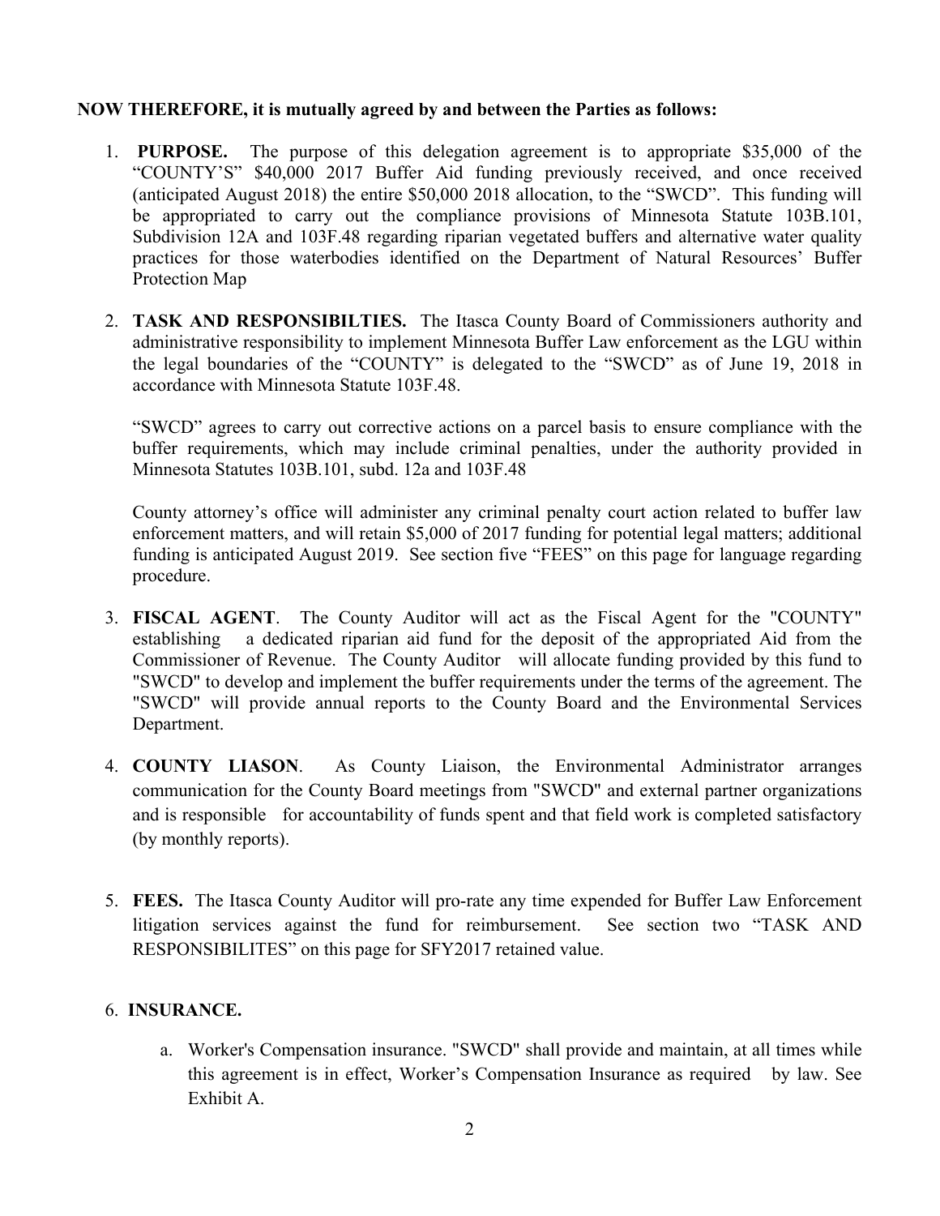**NOW THEREFORE, it is mutually agreed by and between the Parties as follows:**

1. **PURPOSE.** The purpose of this delegation agreement is to appropriate $35,000 of the "COUNTY'S" $40,000 2017 Buffer Aid funding previously received, and once received (anticipated August 2018) the entire $50,000 2018 allocation, to the "SWCD". This funding will be appropriated to carry out the compliance provisions of Minnesota Statute 103B.101, Subdivision 12A and 103F.48 regarding riparian vegetated buffers and alternative water quality practices for those waterbodies identified on the Department of Natural Resources' Buffer Protection Map

2. **TASK AND RESPONSIBILTIES.** The Itasca County Board of Commissioners authority and administrative responsibility to implement Minnesota Buffer Law enforcement as the LGU within the legal boundaries of the "COUNTY" is delegated to the "SWCD" as of June 19, 2018 in accordance with Minnesota Statute 103F.48.

   "SWCD" agrees to carry out corrective actions on a parcel basis to ensure compliance with the buffer requirements, which may include criminal penalties, under the authority provided in Minnesota Statutes 103B.101, subd. 12a and 103F.48

   County attorney's office will administer any criminal penalty court action related to buffer law enforcement matters, and will retain $5,000 of 2017 funding for potential legal matters; additional funding is anticipated August 2019. See section five "FEES" on this page for language regarding procedure.

3. **FISCAL AGENT**. The County Auditor will act as the Fiscal Agent for the "COUNTY" establishing a dedicated riparian aid fund for the deposit of the appropriated Aid from the Commissioner of Revenue. The County Auditor will allocate funding provided by this fund to "SWCD" to develop and implement the buffer requirements under the terms of the agreement. The "SWCD" will provide annual reports to the County Board and the Environmental Services Department.

4. **COUNTY LIASON**. As County Liaison, the Environmental Administrator arranges communication for the County Board meetings from "SWCD" and external partner organizations and is responsible for accountability of funds spent and that field work is completed satisfactory (by monthly reports).

5. **FEES.** The Itasca County Auditor will pro-rate any time expended for Buffer Law Enforcement litigation services against the fund for reimbursement. See section two "TASK AND RESPONSIBILITES" on this page for SFY2017 retained value.

6. **INSURANCE.**

   a. Worker's Compensation insurance. "SWCD" shall provide and maintain, at all times while this agreement is in effect, Worker's Compensation Insurance as required by law. See Exhibit A.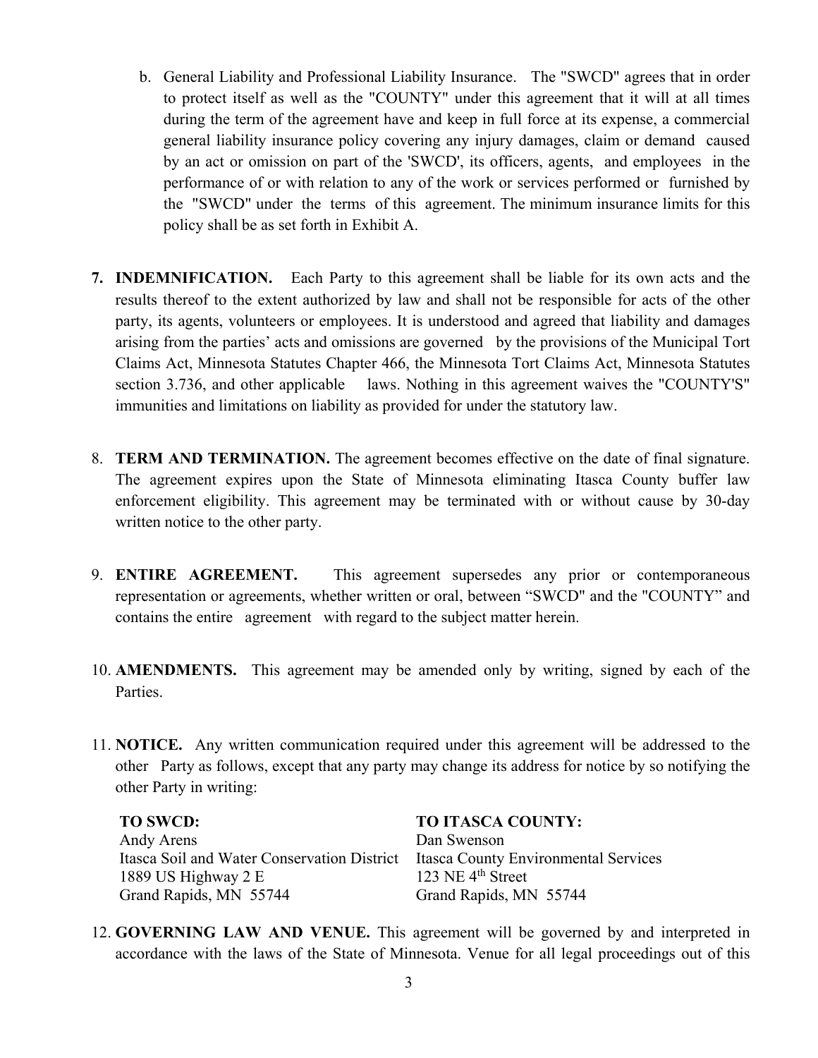b. General Liability and Professional Liability Insurance. The "SWCD" agrees that in order to protect itself as well as the "COUNTY" under this agreement that it will at all times during the term of the agreement have and keep in full force at its expense, a commercial general liability insurance policy covering any injury damages, claim or demand caused by an act or omission on part of the 'SWCD', its officers, agents, and employees in the performance of or with relation to any of the work or services performed or furnished by the "SWCD" under the terms of this agreement. The minimum insurance limits for this policy shall be as set forth in Exhibit A.

7. **INDEMNIFICATION.** Each Party to this agreement shall be liable for its own acts and the results thereof to the extent authorized by law and shall not be responsible for acts of the other party, its agents, volunteers or employees. It is understood and agreed that liability and damages arising from the parties' acts and omissions are governed by the provisions of the Municipal Tort Claims Act, Minnesota Statutes Chapter 466, the Minnesota Tort Claims Act, Minnesota Statutes section 3.736, and other applicable laws. Nothing in this agreement waives the "COUNTY'S" immunities and limitations on liability as provided for under the statutory law.

8. **TERM AND TERMINATION.** The agreement becomes effective on the date of final signature. The agreement expires upon the State of Minnesota eliminating Itasca County buffer law enforcement eligibility. This agreement may be terminated with or without cause by 30-day written notice to the other party.

9. **ENTIRE AGREEMENT.** This agreement supersedes any prior or contemporaneous representation or agreements, whether written or oral, between "SWCD" and the "COUNTY" and contains the entire agreement with regard to the subject matter herein.

10. **AMENDMENTS.** This agreement may be amended only by writing, signed by each of the Parties.

11. **NOTICE.** Any written communication required under this agreement will be addressed to the other Party as follows, except that any party may change its address for notice by so notifying the other Party in writing:

| **TO SWCD:** | **TO ITASCA COUNTY:** |
|---|---|
| Andy Arens | Dan Swenson |
| Itasca Soil and Water Conservation District | Itasca County Environmental Services |
| 1889 US Highway 2 E | 123 NE 4th Street |
| Grand Rapids, MN 55744 | Grand Rapids, MN 55744 |

12. **GOVERNING LAW AND VENUE.** This agreement will be governed by and interpreted in accordance with the laws of the State of Minnesota. Venue for all legal proceedings out of this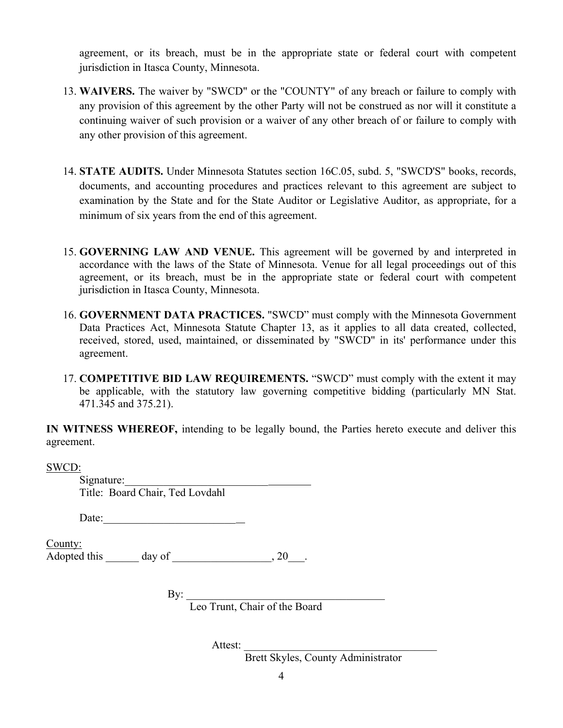agreement, or its breach, must be in the appropriate state or federal court with competent jurisdiction in Itasca County, Minnesota.

13. **WAIVERS.** The waiver by "SWCD" or the "COUNTY" of any breach or failure to comply with any provision of this agreement by the other Party will not be construed as nor will it constitute a continuing waiver of such provision or a waiver of any other breach of or failure to comply with any other provision of this agreement.

14. **STATE AUDITS.** Under Minnesota Statutes section 16C.05, subd. 5, "SWCD'S" books, records, documents, and accounting procedures and practices relevant to this agreement are subject to examination by the State and for the State Auditor or Legislative Auditor, as appropriate, for a minimum of six years from the end of this agreement.

15. **GOVERNING LAW AND VENUE.** This agreement will be governed by and interpreted in accordance with the laws of the State of Minnesota. Venue for all legal proceedings out of this agreement, or its breach, must be in the appropriate state or federal court with competent jurisdiction in Itasca County, Minnesota.

16. **GOVERNMENT DATA PRACTICES.** "SWCD" must comply with the Minnesota Government Data Practices Act, Minnesota Statute Chapter 13, as it applies to all data created, collected, received, stored, used, maintained, or disseminated by "SWCD" in its' performance under this agreement.

17. **COMPETITIVE BID LAW REQUIREMENTS.** "SWCD" must comply with the extent it may be applicable, with the statutory law governing competitive bidding (particularly MN Stat. 471.345 and 375.21).

**IN WITNESS WHEREOF,** intending to be legally bound, the Parties hereto execute and deliver this agreement.

SWCD:

Signature:___________________________________
Title: Board Chair, Ted Lovdahl

Date:___________________________

County:
Adopted this ______ day of __________________, 20___.

By: _____________________________________
Leo Trunt, Chair of the Board

Attest: ___________________________________
Brett Skyles, County Administrator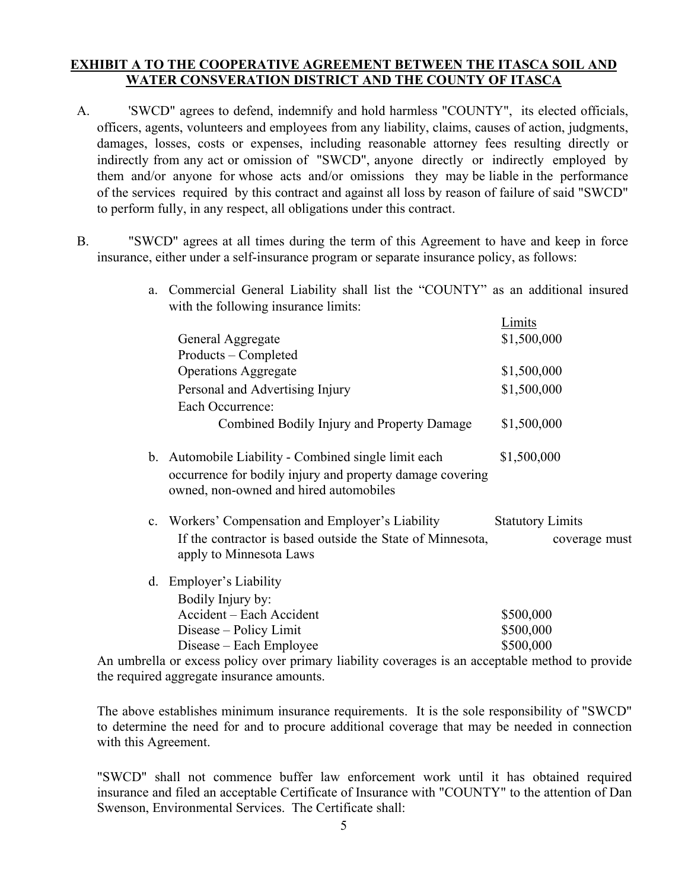**EXHIBIT A TO THE COOPERATIVE AGREEMENT BETWEEN THE ITASCA SOIL AND WATER CONSVERATION DISTRICT AND THE COUNTY OF ITASCA**

A. 'SWCD" agrees to defend, indemnify and hold harmless "COUNTY", its elected officials, officers, agents, volunteers and employees from any liability, claims, causes of action, judgments, damages, losses, costs or expenses, including reasonable attorney fees resulting directly or indirectly from any act or omission of "SWCD", anyone directly or indirectly employed by them and/or anyone for whose acts and/or omissions they may be liable in the performance of the services required by this contract and against all loss by reason of failure of said "SWCD" to perform fully, in any respect, all obligations under this contract.

B. "SWCD" agrees at all times during the term of this Agreement to have and keep in force insurance, either under a self-insurance program or separate insurance policy, as follows:

a. Commercial General Liability shall list the "COUNTY" as an additional insured with the following insurance limits:

| | Limits |
|---|---|
| General Aggregate | $1,500,000 |
| Products – Completed Operations Aggregate | $1,500,000 |
| Personal and Advertising Injury | $1,500,000 |
| Each Occurrence: Combined Bodily Injury and Property Damage | $1,500,000 |

b. Automobile Liability - Combined single limit each occurrence for bodily injury and property damage covering owned, non-owned and hired automobiles — $1,500,000

c. Workers' Compensation and Employer's Liability — Statutory Limits

If the contractor is based outside the State of Minnesota, coverage must apply to Minnesota Laws

d. Employer's Liability

| Bodily Injury by: | |
|---|---|
| Accident – Each Accident | $500,000 |
| Disease – Policy Limit | $500,000 |
| Disease – Each Employee | $500,000 |

An umbrella or excess policy over primary liability coverages is an acceptable method to provide the required aggregate insurance amounts.

The above establishes minimum insurance requirements. It is the sole responsibility of "SWCD" to determine the need for and to procure additional coverage that may be needed in connection with this Agreement.

"SWCD" shall not commence buffer law enforcement work until it has obtained required insurance and filed an acceptable Certificate of Insurance with "COUNTY" to the attention of Dan Swenson, Environmental Services. The Certificate shall: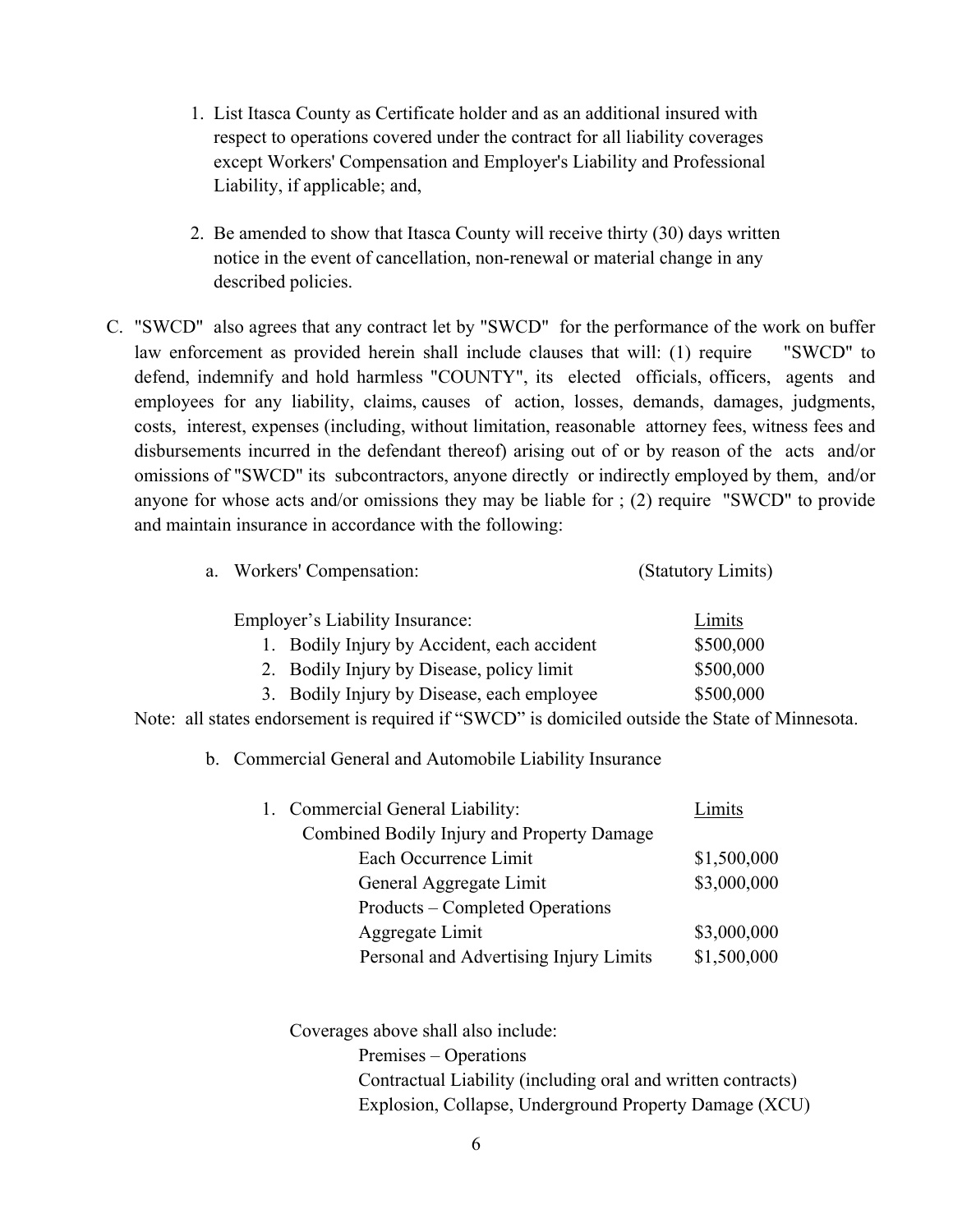1. List Itasca County as Certificate holder and as an additional insured with respect to operations covered under the contract for all liability coverages except Workers' Compensation and Employer's Liability and Professional Liability, if applicable; and,

2. Be amended to show that Itasca County will receive thirty (30) days written notice in the event of cancellation, non-renewal or material change in any described policies.

C. "SWCD" also agrees that any contract let by "SWCD" for the performance of the work on buffer law enforcement as provided herein shall include clauses that will: (1) require "SWCD" to defend, indemnify and hold harmless "COUNTY", its elected officials, officers, agents and employees for any liability, claims, causes of action, losses, demands, damages, judgments, costs, interest, expenses (including, without limitation, reasonable attorney fees, witness fees and disbursements incurred in the defendant thereof) arising out of or by reason of the acts and/or omissions of "SWCD" its subcontractors, anyone directly or indirectly employed by them, and/or anyone for whose acts and/or omissions they may be liable for ; (2) require "SWCD" to provide and maintain insurance in accordance with the following:

a. Workers' Compensation: (Statutory Limits)

| Employer's Liability Insurance: | Limits |
|---|---|
| 1. Bodily Injury by Accident, each accident | \$500,000 |
| 2. Bodily Injury by Disease, policy limit | \$500,000 |
| 3. Bodily Injury by Disease, each employee | \$500,000 |

Note: all states endorsement is required if "SWCD" is domiciled outside the State of Minnesota.

b. Commercial General and Automobile Liability Insurance

| 1. Commercial General Liability: | Limits |
|---|---|
| Combined Bodily Injury and Property Damage | |
| Each Occurrence Limit | \$1,500,000 |
| General Aggregate Limit | \$3,000,000 |
| Products – Completed Operations Aggregate Limit | \$3,000,000 |
| Personal and Advertising Injury Limits | \$1,500,000 |

Coverages above shall also include:

- Premises – Operations
- Contractual Liability (including oral and written contracts)
- Explosion, Collapse, Underground Property Damage (XCU)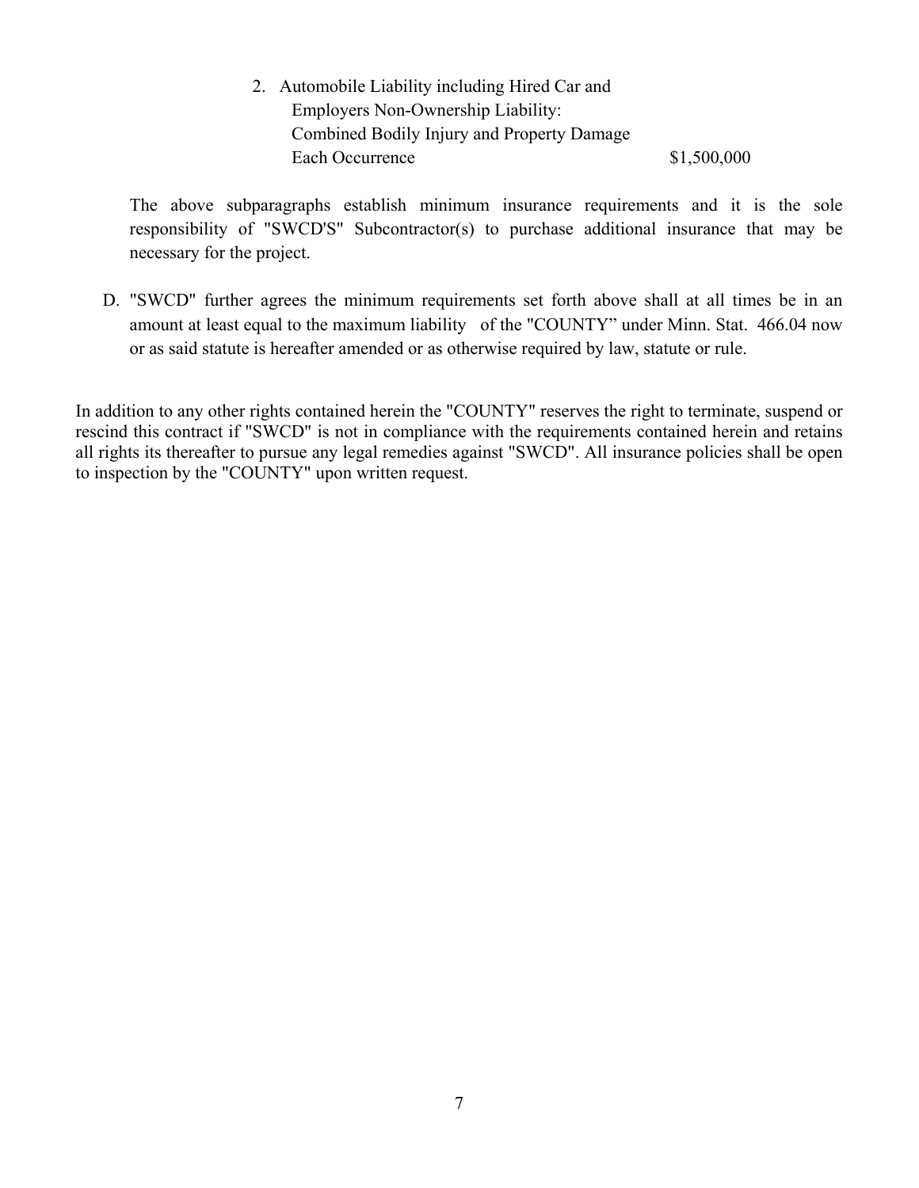2. Automobile Liability including Hired Car and Employers Non-Ownership Liability: Combined Bodily Injury and Property Damage Each Occurrence $1,500,000

The above subparagraphs establish minimum insurance requirements and it is the sole responsibility of "SWCD'S" Subcontractor(s) to purchase additional insurance that may be necessary for the project.

D. "SWCD" further agrees the minimum requirements set forth above shall at all times be in an amount at least equal to the maximum liability of the "COUNTY" under Minn. Stat. 466.04 now or as said statute is hereafter amended or as otherwise required by law, statute or rule.

In addition to any other rights contained herein the "COUNTY" reserves the right to terminate, suspend or rescind this contract if "SWCD" is not in compliance with the requirements contained herein and retains all rights its thereafter to pursue any legal remedies against "SWCD". All insurance policies shall be open to inspection by the "COUNTY" upon written request.